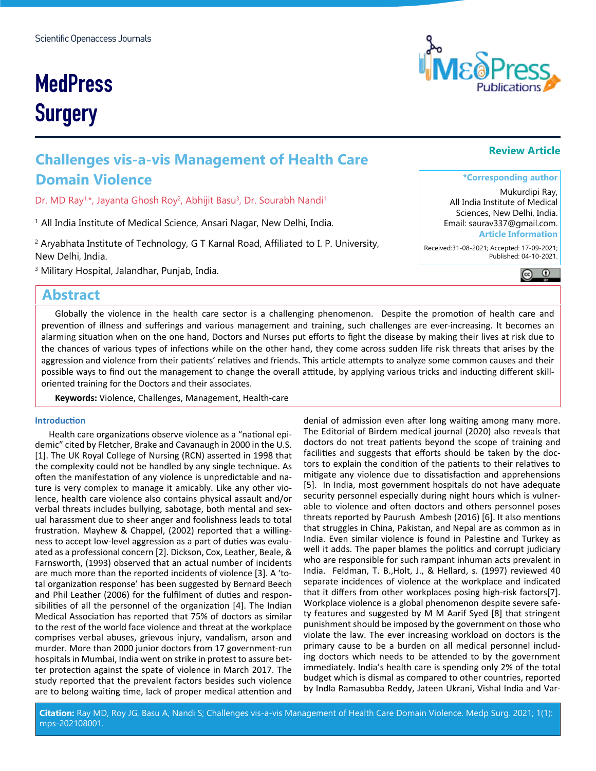# Challenges vis-a-vis Management of Health Care Domain Violence

**Review Article**

Dr. MD Ray[1,*], Jayanta Ghosh Roy[2], Abhijit Basu[3], Dr. Sourabh Nandi[1]

[1] All India Institute of Medical Science, Ansari Nagar, New Delhi, India.

[2] Aryabhata Institute of Technology, G T Karnal Road, Affiliated to I. P. University, New Delhi, India.

[3] Military Hospital, Jalandhar, Punjab, India.

**\*Corresponding author**

Mukurdipi Ray,
All India Institute of Medical Sciences, New Delhi, India.
Email: saurav337@gmail.com.

**Article Information**

Received:31-08-2021; Accepted: 17-09-2021; Published: 04-10-2021.

## Abstract

Globally the violence in the health care sector is a challenging phenomenon. Despite the promotion of health care and prevention of illness and sufferings and various management and training, such challenges are ever-increasing. It becomes an alarming situation when on the one hand, Doctors and Nurses put efforts to fight the disease by making their lives at risk due to the chances of various types of infections while on the other hand, they come across sudden life risk threats that arises by the aggression and violence from their patients' relatives and friends. This article attempts to analyze some common causes and their possible ways to find out the management to change the overall attitude, by applying various tricks and inducting different skill-oriented training for the Doctors and their associates.

**Keywords:** Violence, Challenges, Management, Health-care

### Introduction

Health care organizations observe violence as a "national epidemic" cited by Fletcher, Brake and Cavanaugh in 2000 in the U.S. [1]. The UK Royal College of Nursing (RCN) asserted in 1998 that the complexity could not be handled by any single technique. As often the manifestation of any violence is unpredictable and nature is very complex to manage it amicably. Like any other violence, health care violence also contains physical assault and/or verbal threats includes bullying, sabotage, both mental and sexual harassment due to sheer anger and foolishness leads to total frustration. Mayhew & Chappel, (2002) reported that a willingness to accept low-level aggression as a part of duties was evaluated as a professional concern [2]. Dickson, Cox, Leather, Beale, & Farnsworth, (1993) observed that an actual number of incidents are much more than the reported incidents of violence [3]. A 'total organization response' has been suggested by Bernard Beech and Phil Leather (2006) for the fulfilment of duties and responsibilities of all the personnel of the organization [4]. The Indian Medical Association has reported that 75% of doctors as similar to the rest of the world face violence and threat at the workplace comprises verbal abuses, grievous injury, vandalism, arson and murder. More than 2000 junior doctors from 17 government-run hospitals in Mumbai, India went on strike in protest to assure better protection against the spate of violence in March 2017. The study reported that the prevalent factors besides such violence are to belong waiting time, lack of proper medical attention and denial of admission even after long waiting among many more. The Editorial of Birdem medical journal (2020) also reveals that doctors do not treat patients beyond the scope of training and facilities and suggests that efforts should be taken by the doctors to explain the condition of the patients to their relatives to mitigate any violence due to dissatisfaction and apprehensions [5]. In India, most government hospitals do not have adequate security personnel especially during night hours which is vulnerable to violence and often doctors and others personnel poses threats reported by Paurush Ambesh (2016) [6]. It also mentions that struggles in China, Pakistan, and Nepal are as common as in India. Even similar violence is found in Palestine and Turkey as well it adds. The paper blames the politics and corrupt judiciary who are responsible for such rampant inhuman acts prevalent in India. Feldman, T. B.,Holt, J., & Hellard, s. (1997) reviewed 40 separate incidences of violence at the workplace and indicated that it differs from other workplaces posing high-risk factors[7]. Workplace violence is a global phenomenon despite severe safety features and suggested by M M Aarif Syed [8] that stringent punishment should be imposed by the government on those who violate the law. The ever increasing workload on doctors is the primary cause to be a burden on all medical personnel including doctors which needs to be attended to by the government immediately. India's health care is spending only 2% of the total budget which is dismal as compared to other countries, reported by Indla Ramasubba Reddy, Jateen Ukrani, Vishal India and Var-

**Citation:** Ray MD, Roy JG, Basu A, Nandi S; Challenges vis-a-vis Management of Health Care Domain Violence. Medp Surg. 2021; 1(1): mps-202108001.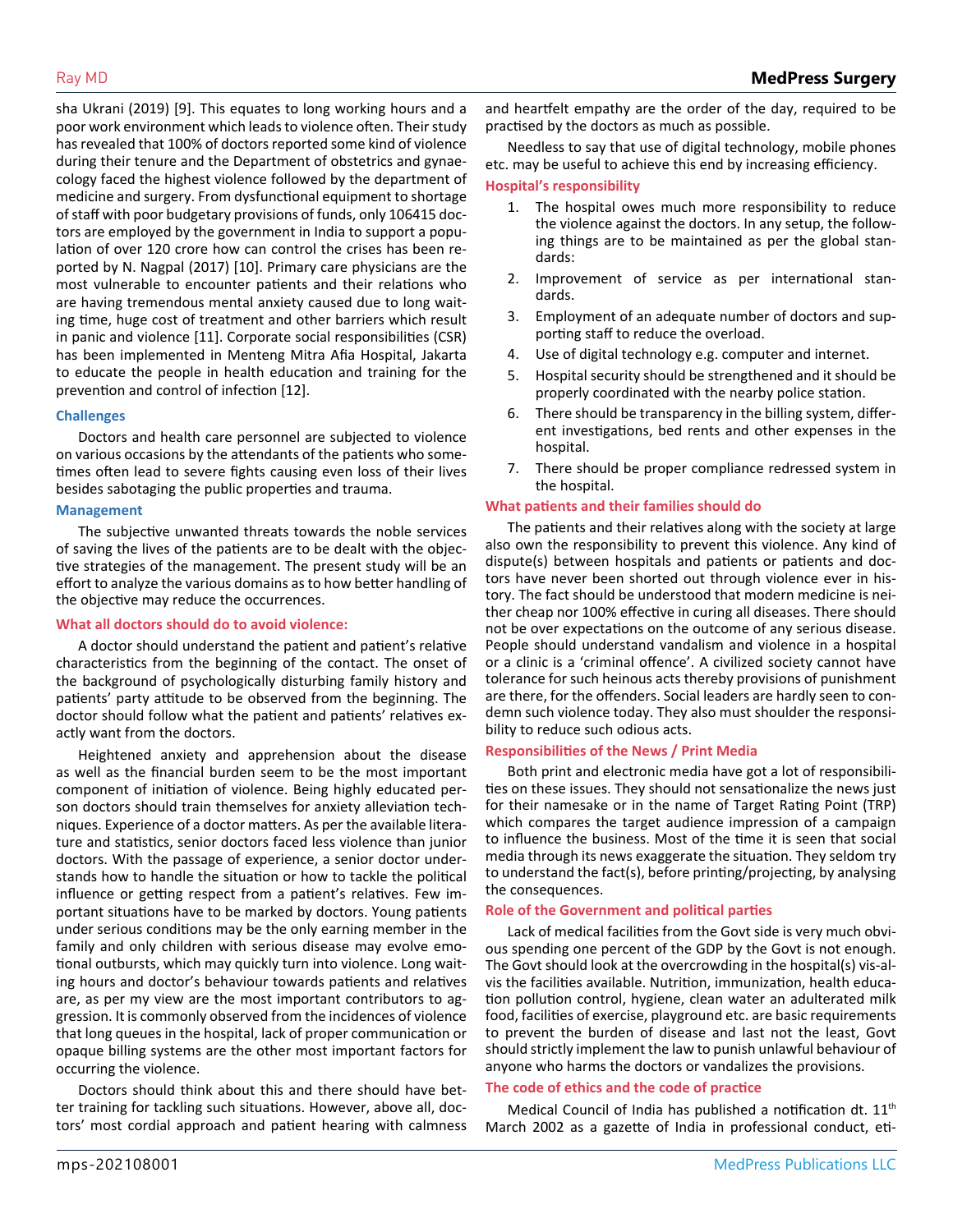sha Ukrani (2019) [9]. This equates to long working hours and a poor work environment which leads to violence often. Their study has revealed that 100% of doctors reported some kind of violence during their tenure and the Department of obstetrics and gynaecology faced the highest violence followed by the department of medicine and surgery. From dysfunctional equipment to shortage of staff with poor budgetary provisions of funds, only 106415 doctors are employed by the government in India to support a population of over 120 crore how can control the crises has been reported by N. Nagpal (2017) [10]. Primary care physicians are the most vulnerable to encounter patients and their relations who are having tremendous mental anxiety caused due to long waiting time, huge cost of treatment and other barriers which result in panic and violence [11]. Corporate social responsibilities (CSR) has been implemented in Menteng Mitra Afia Hospital, Jakarta to educate the people in health education and training for the prevention and control of infection [12].

### Challenges

Doctors and health care personnel are subjected to violence on various occasions by the attendants of the patients who sometimes often lead to severe fights causing even loss of their lives besides sabotaging the public properties and trauma.

### Management

The subjective unwanted threats towards the noble services of saving the lives of the patients are to be dealt with the objective strategies of the management. The present study will be an effort to analyze the various domains as to how better handling of the objective may reduce the occurrences.

### What all doctors should do to avoid violence:

A doctor should understand the patient and patient's relative characteristics from the beginning of the contact. The onset of the background of psychologically disturbing family history and patients' party attitude to be observed from the beginning. The doctor should follow what the patient and patients' relatives exactly want from the doctors.

Heightened anxiety and apprehension about the disease as well as the financial burden seem to be the most important component of initiation of violence. Being highly educated person doctors should train themselves for anxiety alleviation techniques. Experience of a doctor matters. As per the available literature and statistics, senior doctors faced less violence than junior doctors. With the passage of experience, a senior doctor understands how to handle the situation or how to tackle the political influence or getting respect from a patient's relatives. Few important situations have to be marked by doctors. Young patients under serious conditions may be the only earning member in the family and only children with serious disease may evolve emotional outbursts, which may quickly turn into violence. Long waiting hours and doctor's behaviour towards patients and relatives are, as per my view are the most important contributors to aggression. It is commonly observed from the incidences of violence that long queues in the hospital, lack of proper communication or opaque billing systems are the other most important factors for occurring the violence.

Doctors should think about this and there should have better training for tackling such situations. However, above all, doctors' most cordial approach and patient hearing with calmness and heartfelt empathy are the order of the day, required to be practised by the doctors as much as possible.

Needless to say that use of digital technology, mobile phones etc. may be useful to achieve this end by increasing efficiency.

### Hospital's responsibility

1. The hospital owes much more responsibility to reduce the violence against the doctors. In any setup, the following things are to be maintained as per the global standards:
2. Improvement of service as per international standards.
3. Employment of an adequate number of doctors and supporting staff to reduce the overload.
4. Use of digital technology e.g. computer and internet.
5. Hospital security should be strengthened and it should be properly coordinated with the nearby police station.
6. There should be transparency in the billing system, different investigations, bed rents and other expenses in the hospital.
7. There should be proper compliance redressed system in the hospital.

### What patients and their families should do

The patients and their relatives along with the society at large also own the responsibility to prevent this violence. Any kind of dispute(s) between hospitals and patients or patients and doctors have never been shorted out through violence ever in history. The fact should be understood that modern medicine is neither cheap nor 100% effective in curing all diseases. There should not be over expectations on the outcome of any serious disease. People should understand vandalism and violence in a hospital or a clinic is a 'criminal offence'. A civilized society cannot have tolerance for such heinous acts thereby provisions of punishment are there, for the offenders. Social leaders are hardly seen to condemn such violence today. They also must shoulder the responsibility to reduce such odious acts.

### Responsibilities of the News / Print Media

Both print and electronic media have got a lot of responsibilities on these issues. They should not sensationalize the news just for their namesake or in the name of Target Rating Point (TRP) which compares the target audience impression of a campaign to influence the business. Most of the time it is seen that social media through its news exaggerate the situation. They seldom try to understand the fact(s), before printing/projecting, by analysing the consequences.

### Role of the Government and political parties

Lack of medical facilities from the Govt side is very much obvious spending one percent of the GDP by the Govt is not enough. The Govt should look at the overcrowding in the hospital(s) vis-al-vis the facilities available. Nutrition, immunization, health education pollution control, hygiene, clean water an adulterated milk food, facilities of exercise, playground etc. are basic requirements to prevent the burden of disease and last not the least, Govt should strictly implement the law to punish unlawful behaviour of anyone who harms the doctors or vandalizes the provisions.

### The code of ethics and the code of practice

Medical Council of India has published a notification dt. 11th March 2002 as a gazette of India in professional conduct, eti-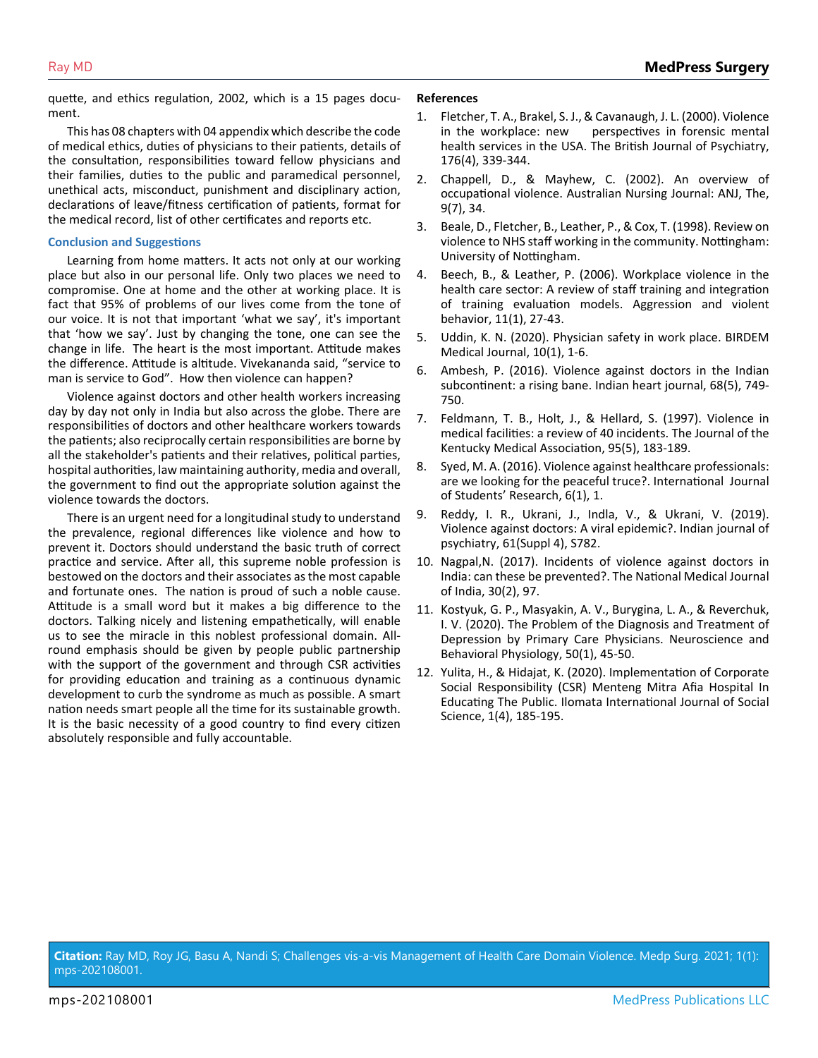quette, and ethics regulation, 2002, which is a 15 pages document.

This has 08 chapters with 04 appendix which describe the code of medical ethics, duties of physicians to their patients, details of the consultation, responsibilities toward fellow physicians and their families, duties to the public and paramedical personnel, unethical acts, misconduct, punishment and disciplinary action, declarations of leave/fitness certification of patients, format for the medical record, list of other certificates and reports etc.

## Conclusion and Suggestions

Learning from home matters. It acts not only at our working place but also in our personal life. Only two places we need to compromise. One at home and the other at working place. It is fact that 95% of problems of our lives come from the tone of our voice. It is not that important 'what we say', it's important that 'how we say'. Just by changing the tone, one can see the change in life. The heart is the most important. Attitude makes the difference. Attitude is altitude. Vivekananda said, "service to man is service to God". How then violence can happen?

Violence against doctors and other health workers increasing day by day not only in India but also across the globe. There are responsibilities of doctors and other healthcare workers towards the patients; also reciprocally certain responsibilities are borne by all the stakeholder's patients and their relatives, political parties, hospital authorities, law maintaining authority, media and overall, the government to find out the appropriate solution against the violence towards the doctors.

There is an urgent need for a longitudinal study to understand the prevalence, regional differences like violence and how to prevent it. Doctors should understand the basic truth of correct practice and service. After all, this supreme noble profession is bestowed on the doctors and their associates as the most capable and fortunate ones. The nation is proud of such a noble cause. Attitude is a small word but it makes a big difference to the doctors. Talking nicely and listening empathetically, will enable us to see the miracle in this noblest professional domain. All-round emphasis should be given by people public partnership with the support of the government and through CSR activities for providing education and training as a continuous dynamic development to curb the syndrome as much as possible. A smart nation needs smart people all the time for its sustainable growth. It is the basic necessity of a good country to find every citizen absolutely responsible and fully accountable.

## References

1. Fletcher, T. A., Brakel, S. J., & Cavanaugh, J. L. (2000). Violence in the workplace: new perspectives in forensic mental health services in the USA. The British Journal of Psychiatry, 176(4), 339-344.
2. Chappell, D., & Mayhew, C. (2002). An overview of occupational violence. Australian Nursing Journal: ANJ, The, 9(7), 34.
3. Beale, D., Fletcher, B., Leather, P., & Cox, T. (1998). Review on violence to NHS staff working in the community. Nottingham: University of Nottingham.
4. Beech, B., & Leather, P. (2006). Workplace violence in the health care sector: A review of staff training and integration of training evaluation models. Aggression and violent behavior, 11(1), 27-43.
5. Uddin, K. N. (2020). Physician safety in work place. BIRDEM Medical Journal, 10(1), 1-6.
6. Ambesh, P. (2016). Violence against doctors in the Indian subcontinent: a rising bane. Indian heart journal, 68(5), 749-750.
7. Feldmann, T. B., Holt, J., & Hellard, S. (1997). Violence in medical facilities: a review of 40 incidents. The Journal of the Kentucky Medical Association, 95(5), 183-189.
8. Syed, M. A. (2016). Violence against healthcare professionals: are we looking for the peaceful truce?. International Journal of Students' Research, 6(1), 1.
9. Reddy, I. R., Ukrani, J., Indla, V., & Ukrani, V. (2019). Violence against doctors: A viral epidemic?. Indian journal of psychiatry, 61(Suppl 4), S782.
10. Nagpal,N. (2017). Incidents of violence against doctors in India: can these be prevented?. The National Medical Journal of India, 30(2), 97.
11. Kostyuk, G. P., Masyakin, A. V., Burygina, L. A., & Reverchuk, I. V. (2020). The Problem of the Diagnosis and Treatment of Depression by Primary Care Physicians. Neuroscience and Behavioral Physiology, 50(1), 45-50.
12. Yulita, H., & Hidajat, K. (2020). Implementation of Corporate Social Responsibility (CSR) Menteng Mitra Afia Hospital In Educating The Public. Ilomata International Journal of Social Science, 1(4), 185-195.

**Citation:** Ray MD, Roy JG, Basu A, Nandi S; Challenges vis-a-vis Management of Health Care Domain Violence. Medp Surg. 2021; 1(1): mps-202108001.